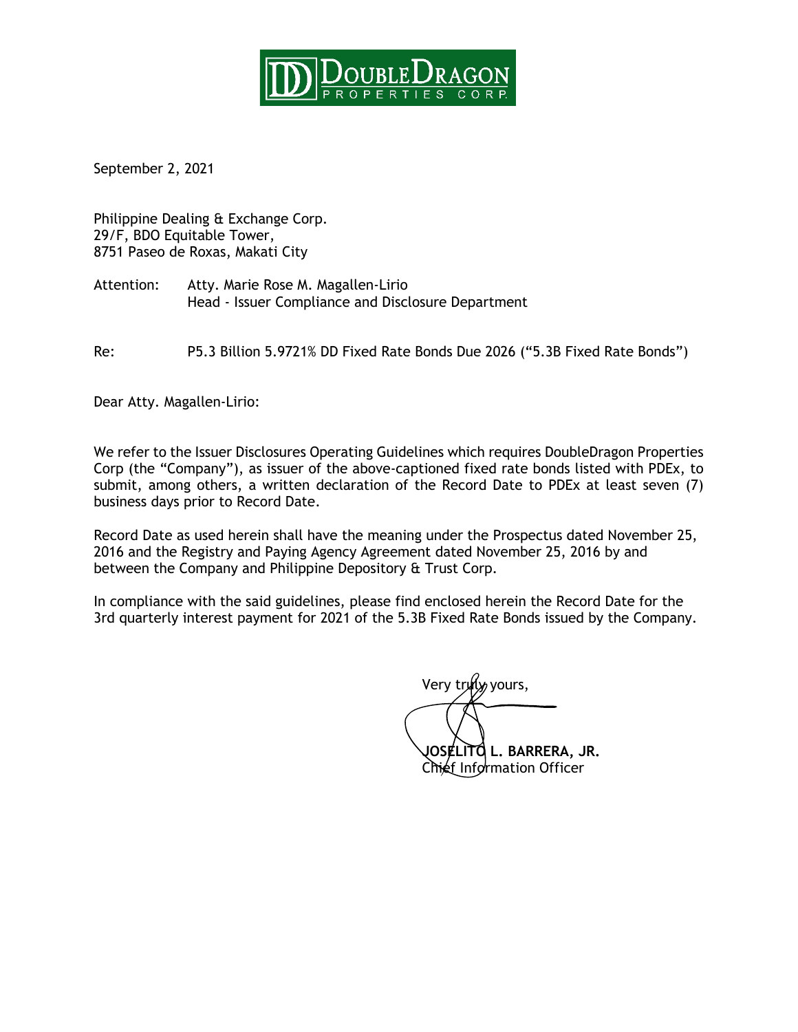**DoubleDragon Properties Corp.**

September 2, 2021

Philippine Dealing & Exchange Corp.
29/F, BDO Equitable Tower,
8751 Paseo de Roxas, Makati City

Attention: Atty. Marie Rose M. Magallen-Lirio
Head - Issuer Compliance and Disclosure Department

Re: P5.3 Billion 5.9721% DD Fixed Rate Bonds Due 2026 ("5.3B Fixed Rate Bonds")

Dear Atty. Magallen-Lirio:

We refer to the Issuer Disclosures Operating Guidelines which requires DoubleDragon Properties Corp (the "Company"), as issuer of the above-captioned fixed rate bonds listed with PDEx, to submit, among others, a written declaration of the Record Date to PDEx at least seven (7) business days prior to Record Date.

Record Date as used herein shall have the meaning under the Prospectus dated November 25, 2016 and the Registry and Paying Agency Agreement dated November 25, 2016 by and between the Company and Philippine Depository & Trust Corp.

In compliance with the said guidelines, please find enclosed herein the Record Date for the 3rd quarterly interest payment for 2021 of the 5.3B Fixed Rate Bonds issued by the Company.

Very truly yours,

**JOSELITO L. BARRERA, JR.**
Chief Information Officer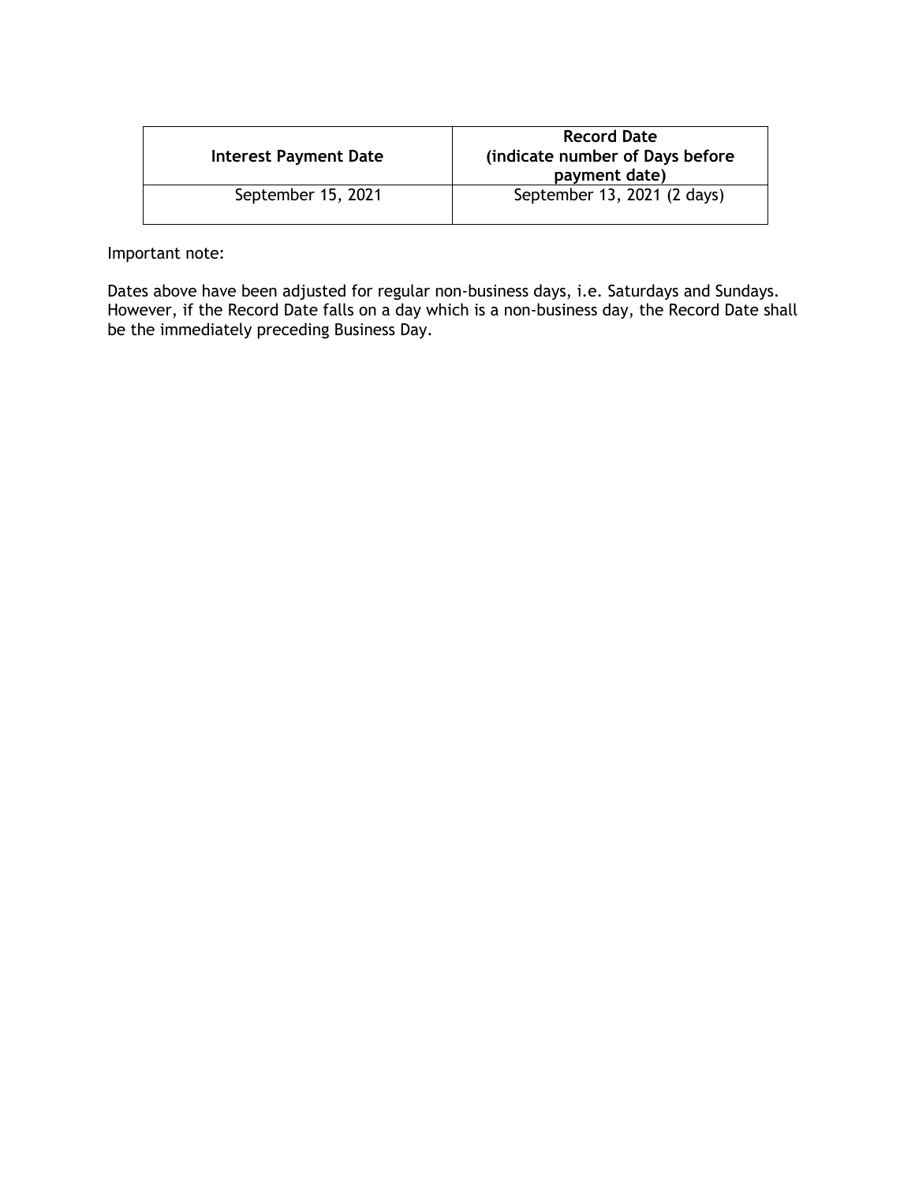| Interest Payment Date | Record Date (indicate number of Days before payment date) |
| --- | --- |
| September 15, 2021 | September 13, 2021 (2 days) |

Important note:

Dates above have been adjusted for regular non-business days, i.e. Saturdays and Sundays. However, if the Record Date falls on a day which is a non-business day, the Record Date shall be the immediately preceding Business Day.